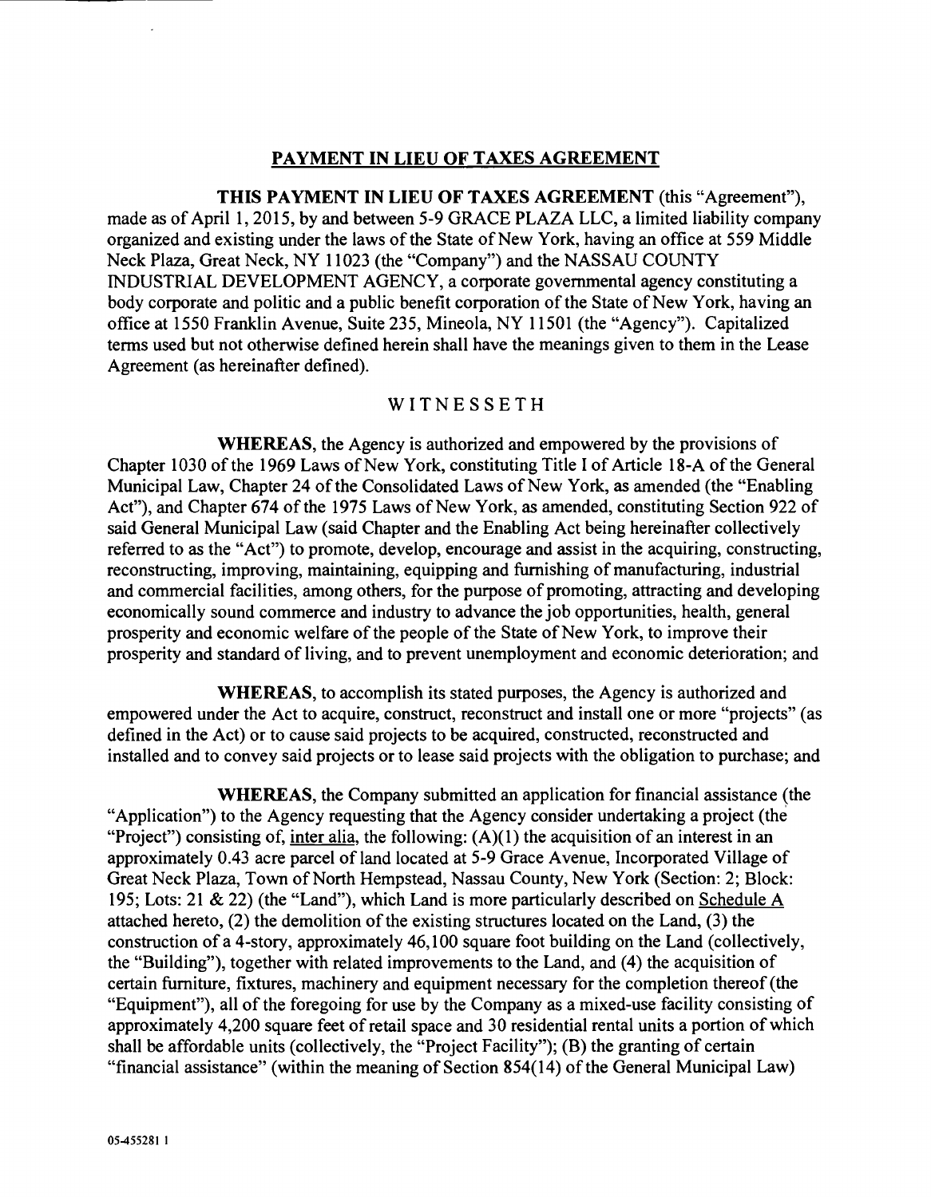## PAYMENT IN LIEU OF TAXES AGREEMENT

**THIS PAYMENT IN LIEU OF TAXES AGREEMENT** (this "Agreement"), made as of April 1, 2015, by and between 5-9 GRACE PLAZA LLC, a limited liability company organized and existing under the laws of the State of New York, having an office at 559 Middle Neck Plaza, Great Neck, NY 11023 (the "Company") and the NASSAU COUNTY INDUSTRIAL DEVELOPMENT AGENCY, a corporate governmental agency constituting a body corporate and politic and a public benefit corporation of the State of New York, having an office at 1550 Franklin Avenue, Suite 235, Mineola, NY 11501 (the "Agency"). Capitalized terms used but not otherwise defined herein shall have the meanings given to them in the Lease Agreement (as hereinafter defined).

WITNESSETH

**WHEREAS**, the Agency is authorized and empowered by the provisions of Chapter 1030 of the 1969 Laws of New York, constituting Title I of Article 18-A of the General Municipal Law, Chapter 24 of the Consolidated Laws of New York, as amended (the "Enabling Act"), and Chapter 674 of the 1975 Laws of New York, as amended, constituting Section 922 of said General Municipal Law (said Chapter and the Enabling Act being hereinafter collectively referred to as the "Act") to promote, develop, encourage and assist in the acquiring, constructing, reconstructing, improving, maintaining, equipping and furnishing of manufacturing, industrial and commercial facilities, among others, for the purpose of promoting, attracting and developing economically sound commerce and industry to advance the job opportunities, health, general prosperity and economic welfare of the people of the State of New York, to improve their prosperity and standard of living, and to prevent unemployment and economic deterioration; and

**WHEREAS**, to accomplish its stated purposes, the Agency is authorized and empowered under the Act to acquire, construct, reconstruct and install one or more "projects" (as defined in the Act) or to cause said projects to be acquired, constructed, reconstructed and installed and to convey said projects or to lease said projects with the obligation to purchase; and

**WHEREAS**, the Company submitted an application for financial assistance (the "Application") to the Agency requesting that the Agency consider undertaking a project (the "Project") consisting of, inter alia, the following: (A)(1) the acquisition of an interest in an approximately 0.43 acre parcel of land located at 5-9 Grace Avenue, Incorporated Village of Great Neck Plaza, Town of North Hempstead, Nassau County, New York (Section: 2; Block: 195; Lots: 21 & 22) (the "Land"), which Land is more particularly described on Schedule A attached hereto, (2) the demolition of the existing structures located on the Land, (3) the construction of a 4-story, approximately 46,100 square foot building on the Land (collectively, the "Building"), together with related improvements to the Land, and (4) the acquisition of certain furniture, fixtures, machinery and equipment necessary for the completion thereof (the "Equipment"), all of the foregoing for use by the Company as a mixed-use facility consisting of approximately 4,200 square feet of retail space and 30 residential rental units a portion of which shall be affordable units (collectively, the "Project Facility"); (B) the granting of certain "financial assistance" (within the meaning of Section 854(14) of the General Municipal Law)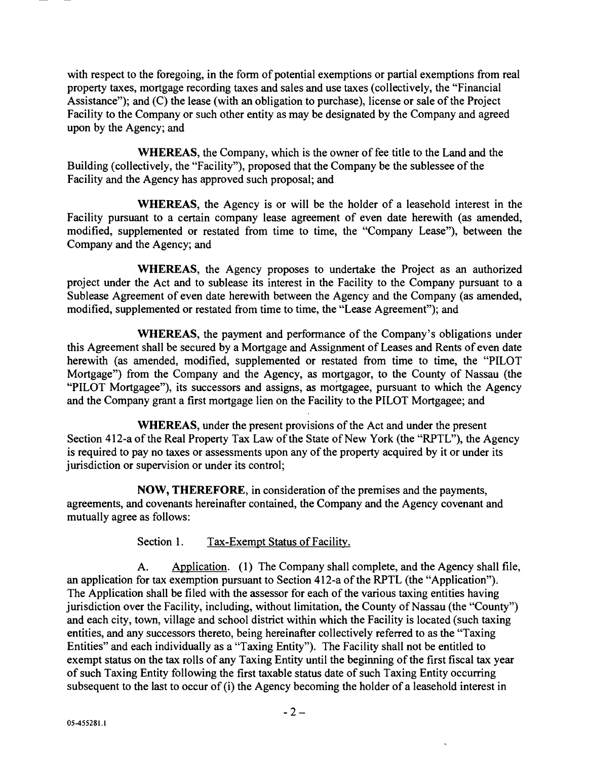with respect to the foregoing, in the form of potential exemptions or partial exemptions from real property taxes, mortgage recording taxes and sales and use taxes (collectively, the "Financial Assistance"); and (C) the lease (with an obligation to purchase), license or sale of the Project Facility to the Company or such other entity as may be designated by the Company and agreed upon by the Agency; and

**WHEREAS**, the Company, which is the owner of fee title to the Land and the Building (collectively, the "Facility"), proposed that the Company be the sublessee of the Facility and the Agency has approved such proposal; and

**WHEREAS**, the Agency is or will be the holder of a leasehold interest in the Facility pursuant to a certain company lease agreement of even date herewith (as amended, modified, supplemented or restated from time to time, the "Company Lease"), between the Company and the Agency; and

**WHEREAS**, the Agency proposes to undertake the Project as an authorized project under the Act and to sublease its interest in the Facility to the Company pursuant to a Sublease Agreement of even date herewith between the Agency and the Company (as amended, modified, supplemented or restated from time to time, the "Lease Agreement"); and

**WHEREAS**, the payment and performance of the Company's obligations under this Agreement shall be secured by a Mortgage and Assignment of Leases and Rents of even date herewith (as amended, modified, supplemented or restated from time to time, the "PILOT Mortgage") from the Company and the Agency, as mortgagor, to the County of Nassau (the "PILOT Mortgagee"), its successors and assigns, as mortgagee, pursuant to which the Agency and the Company grant a first mortgage lien on the Facility to the PILOT Mortgagee; and

**WHEREAS**, under the present provisions of the Act and under the present Section 412-a of the Real Property Tax Law of the State of New York (the "RPTL"), the Agency is required to pay no taxes or assessments upon any of the property acquired by it or under its jurisdiction or supervision or under its control;

**NOW, THEREFORE**, in consideration of the premises and the payments, agreements, and covenants hereinafter contained, the Company and the Agency covenant and mutually agree as follows:

Section 1. Tax-Exempt Status of Facility.

A. Application. (1) The Company shall complete, and the Agency shall file, an application for tax exemption pursuant to Section 412-a of the RPTL (the "Application"). The Application shall be filed with the assessor for each of the various taxing entities having jurisdiction over the Facility, including, without limitation, the County of Nassau (the "County") and each city, town, village and school district within which the Facility is located (such taxing entities, and any successors thereto, being hereinafter collectively referred to as the "Taxing Entities" and each individually as a "Taxing Entity"). The Facility shall not be entitled to exempt status on the tax rolls of any Taxing Entity until the beginning of the first fiscal tax year of such Taxing Entity following the first taxable status date of such Taxing Entity occurring subsequent to the last to occur of (i) the Agency becoming the holder of a leasehold interest in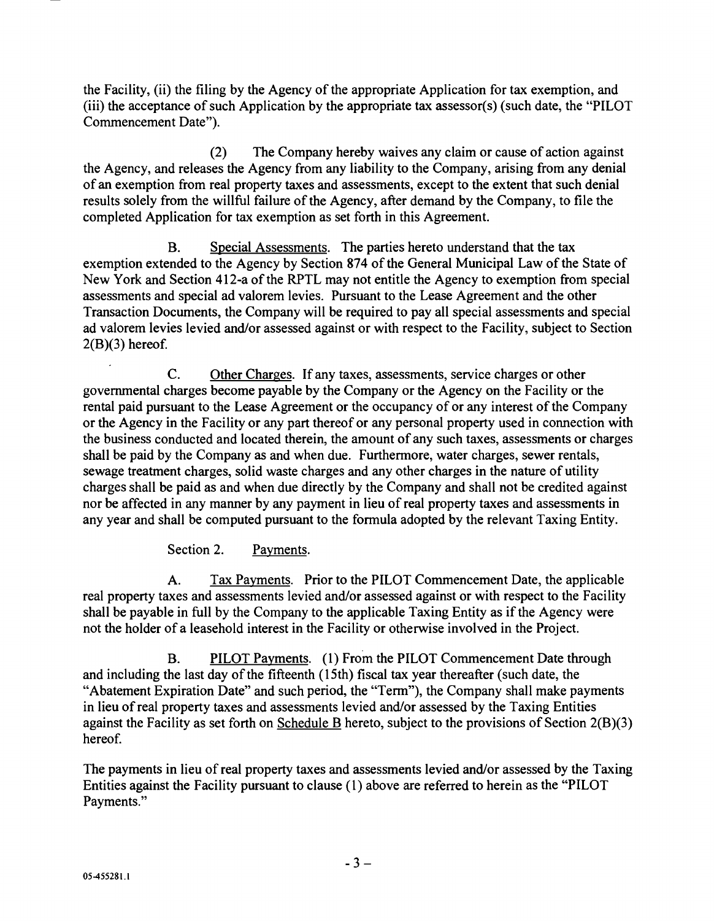the Facility, (ii) the filing by the Agency of the appropriate Application for tax exemption, and (iii) the acceptance of such Application by the appropriate tax assessor(s) (such date, the "PILOT Commencement Date").

(2) The Company hereby waives any claim or cause of action against the Agency, and releases the Agency from any liability to the Company, arising from any denial of an exemption from real property taxes and assessments, except to the extent that such denial results solely from the willful failure of the Agency, after demand by the Company, to file the completed Application for tax exemption as set forth in this Agreement.

B. Special Assessments. The parties hereto understand that the tax exemption extended to the Agency by Section 874 of the General Municipal Law of the State of New York and Section 412-a of the RPTL may not entitle the Agency to exemption from special assessments and special ad valorem levies. Pursuant to the Lease Agreement and the other Transaction Documents, the Company will be required to pay all special assessments and special ad valorem levies levied and/or assessed against or with respect to the Facility, subject to Section 2(B)(3) hereof.

C. Other Charges. If any taxes, assessments, service charges or other governmental charges become payable by the Company or the Agency on the Facility or the rental paid pursuant to the Lease Agreement or the occupancy of or any interest of the Company or the Agency in the Facility or any part thereof or any personal property used in connection with the business conducted and located therein, the amount of any such taxes, assessments or charges shall be paid by the Company as and when due. Furthermore, water charges, sewer rentals, sewage treatment charges, solid waste charges and any other charges in the nature of utility charges shall be paid as and when due directly by the Company and shall not be credited against nor be affected in any manner by any payment in lieu of real property taxes and assessments in any year and shall be computed pursuant to the formula adopted by the relevant Taxing Entity.

Section 2. Payments.

A. Tax Payments. Prior to the PILOT Commencement Date, the applicable real property taxes and assessments levied and/or assessed against or with respect to the Facility shall be payable in full by the Company to the applicable Taxing Entity as if the Agency were not the holder of a leasehold interest in the Facility or otherwise involved in the Project.

B. PILOT Payments. (1) From the PILOT Commencement Date through and including the last day of the fifteenth (15th) fiscal tax year thereafter (such date, the "Abatement Expiration Date" and such period, the "Term"), the Company shall make payments in lieu of real property taxes and assessments levied and/or assessed by the Taxing Entities against the Facility as set forth on Schedule B hereto, subject to the provisions of Section 2(B)(3) hereof.

The payments in lieu of real property taxes and assessments levied and/or assessed by the Taxing Entities against the Facility pursuant to clause (1) above are referred to herein as the "PILOT Payments."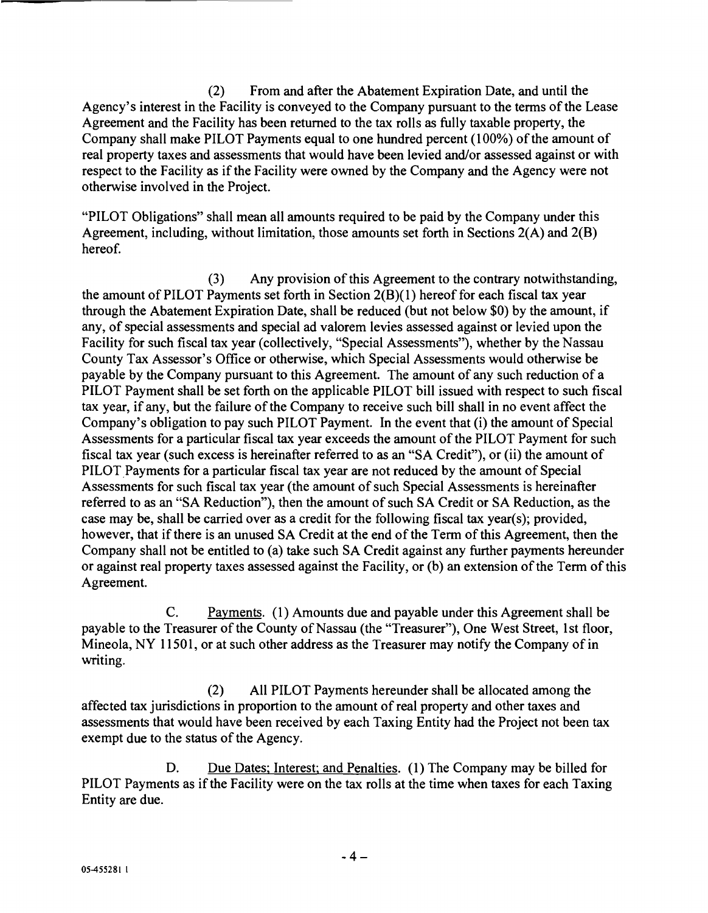(2) From and after the Abatement Expiration Date, and until the Agency's interest in the Facility is conveyed to the Company pursuant to the terms of the Lease Agreement and the Facility has been returned to the tax rolls as fully taxable property, the Company shall make PILOT Payments equal to one hundred percent (100%) of the amount of real property taxes and assessments that would have been levied and/or assessed against or with respect to the Facility as if the Facility were owned by the Company and the Agency were not otherwise involved in the Project.

"PILOT Obligations" shall mean all amounts required to be paid by the Company under this Agreement, including, without limitation, those amounts set forth in Sections 2(A) and 2(B) hereof.

(3) Any provision of this Agreement to the contrary notwithstanding, the amount of PILOT Payments set forth in Section 2(B)(1) hereof for each fiscal tax year through the Abatement Expiration Date, shall be reduced (but not below $0) by the amount, if any, of special assessments and special ad valorem levies assessed against or levied upon the Facility for such fiscal tax year (collectively, "Special Assessments"), whether by the Nassau County Tax Assessor's Office or otherwise, which Special Assessments would otherwise be payable by the Company pursuant to this Agreement. The amount of any such reduction of a PILOT Payment shall be set forth on the applicable PILOT bill issued with respect to such fiscal tax year, if any, but the failure of the Company to receive such bill shall in no event affect the Company's obligation to pay such PILOT Payment. In the event that (i) the amount of Special Assessments for a particular fiscal tax year exceeds the amount of the PILOT Payment for such fiscal tax year (such excess is hereinafter referred to as an "SA Credit"), or (ii) the amount of PILOT Payments for a particular fiscal tax year are not reduced by the amount of Special Assessments for such fiscal tax year (the amount of such Special Assessments is hereinafter referred to as an "SA Reduction"), then the amount of such SA Credit or SA Reduction, as the case may be, shall be carried over as a credit for the following fiscal tax year(s); provided, however, that if there is an unused SA Credit at the end of the Term of this Agreement, then the Company shall not be entitled to (a) take such SA Credit against any further payments hereunder or against real property taxes assessed against the Facility, or (b) an extension of the Term of this Agreement.

C. Payments. (1) Amounts due and payable under this Agreement shall be payable to the Treasurer of the County of Nassau (the "Treasurer"), One West Street, 1st floor, Mineola, NY 11501, or at such other address as the Treasurer may notify the Company of in writing.

(2) All PILOT Payments hereunder shall be allocated among the affected tax jurisdictions in proportion to the amount of real property and other taxes and assessments that would have been received by each Taxing Entity had the Project not been tax exempt due to the status of the Agency.

D. Due Dates; Interest; and Penalties. (1) The Company may be billed for PILOT Payments as if the Facility were on the tax rolls at the time when taxes for each Taxing Entity are due.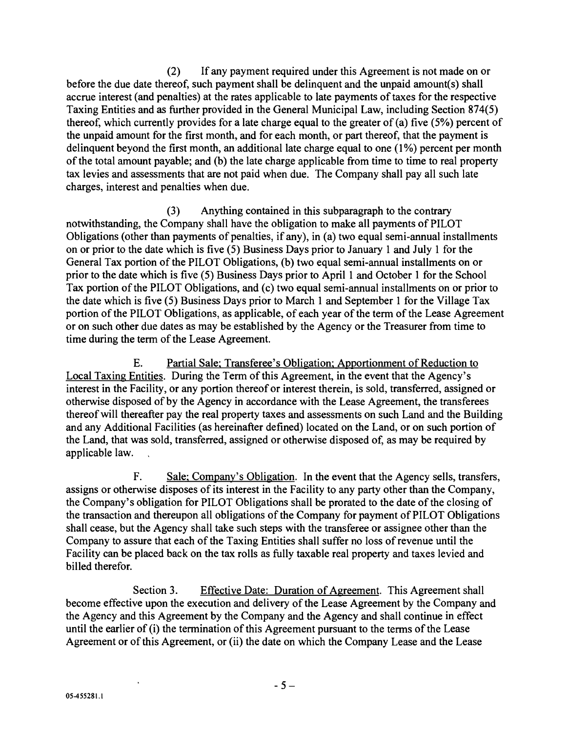(2) If any payment required under this Agreement is not made on or before the due date thereof, such payment shall be delinquent and the unpaid amount(s) shall accrue interest (and penalties) at the rates applicable to late payments of taxes for the respective Taxing Entities and as further provided in the General Municipal Law, including Section 874(5) thereof, which currently provides for a late charge equal to the greater of (a) five (5%) percent of the unpaid amount for the first month, and for each month, or part thereof, that the payment is delinquent beyond the first month, an additional late charge equal to one (1%) percent per month of the total amount payable; and (b) the late charge applicable from time to time to real property tax levies and assessments that are not paid when due. The Company shall pay all such late charges, interest and penalties when due.

(3) Anything contained in this subparagraph to the contrary notwithstanding, the Company shall have the obligation to make all payments of PILOT Obligations (other than payments of penalties, if any), in (a) two equal semi-annual installments on or prior to the date which is five (5) Business Days prior to January 1 and July 1 for the General Tax portion of the PILOT Obligations, (b) two equal semi-annual installments on or prior to the date which is five (5) Business Days prior to April 1 and October 1 for the School Tax portion of the PILOT Obligations, and (c) two equal semi-annual installments on or prior to the date which is five (5) Business Days prior to March 1 and September 1 for the Village Tax portion of the PILOT Obligations, as applicable, of each year of the term of the Lease Agreement or on such other due dates as may be established by the Agency or the Treasurer from time to time during the term of the Lease Agreement.

E. Partial Sale; Transferee's Obligation; Apportionment of Reduction to Local Taxing Entities. During the Term of this Agreement, in the event that the Agency's interest in the Facility, or any portion thereof or interest therein, is sold, transferred, assigned or otherwise disposed of by the Agency in accordance with the Lease Agreement, the transferees thereof will thereafter pay the real property taxes and assessments on such Land and the Building and any Additional Facilities (as hereinafter defined) located on the Land, or on such portion of the Land, that was sold, transferred, assigned or otherwise disposed of, as may be required by applicable law.

F. Sale; Company's Obligation. In the event that the Agency sells, transfers, assigns or otherwise disposes of its interest in the Facility to any party other than the Company, the Company's obligation for PILOT Obligations shall be prorated to the date of the closing of the transaction and thereupon all obligations of the Company for payment of PILOT Obligations shall cease, but the Agency shall take such steps with the transferee or assignee other than the Company to assure that each of the Taxing Entities shall suffer no loss of revenue until the Facility can be placed back on the tax rolls as fully taxable real property and taxes levied and billed therefor.

Section 3. Effective Date: Duration of Agreement. This Agreement shall become effective upon the execution and delivery of the Lease Agreement by the Company and the Agency and this Agreement by the Company and the Agency and shall continue in effect until the earlier of (i) the termination of this Agreement pursuant to the terms of the Lease Agreement or of this Agreement, or (ii) the date on which the Company Lease and the Lease

05-455281.1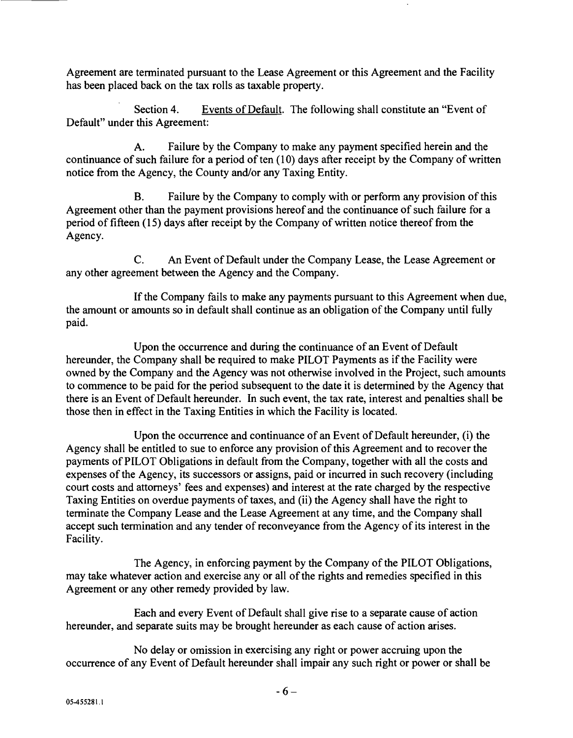Agreement are terminated pursuant to the Lease Agreement or this Agreement and the Facility has been placed back on the tax rolls as taxable property.

Section 4. Events of Default. The following shall constitute an "Event of Default" under this Agreement:

A. Failure by the Company to make any payment specified herein and the continuance of such failure for a period of ten (10) days after receipt by the Company of written notice from the Agency, the County and/or any Taxing Entity.

B. Failure by the Company to comply with or perform any provision of this Agreement other than the payment provisions hereof and the continuance of such failure for a period of fifteen (15) days after receipt by the Company of written notice thereof from the Agency.

C. An Event of Default under the Company Lease, the Lease Agreement or any other agreement between the Agency and the Company.

If the Company fails to make any payments pursuant to this Agreement when due, the amount or amounts so in default shall continue as an obligation of the Company until fully paid.

Upon the occurrence and during the continuance of an Event of Default hereunder, the Company shall be required to make PILOT Payments as if the Facility were owned by the Company and the Agency was not otherwise involved in the Project, such amounts to commence to be paid for the period subsequent to the date it is determined by the Agency that there is an Event of Default hereunder. In such event, the tax rate, interest and penalties shall be those then in effect in the Taxing Entities in which the Facility is located.

Upon the occurrence and continuance of an Event of Default hereunder, (i) the Agency shall be entitled to sue to enforce any provision of this Agreement and to recover the payments of PILOT Obligations in default from the Company, together with all the costs and expenses of the Agency, its successors or assigns, paid or incurred in such recovery (including court costs and attorneys' fees and expenses) and interest at the rate charged by the respective Taxing Entities on overdue payments of taxes, and (ii) the Agency shall have the right to terminate the Company Lease and the Lease Agreement at any time, and the Company shall accept such termination and any tender of reconveyance from the Agency of its interest in the Facility.

The Agency, in enforcing payment by the Company of the PILOT Obligations, may take whatever action and exercise any or all of the rights and remedies specified in this Agreement or any other remedy provided by law.

Each and every Event of Default shall give rise to a separate cause of action hereunder, and separate suits may be brought hereunder as each cause of action arises.

No delay or omission in exercising any right or power accruing upon the occurrence of any Event of Default hereunder shall impair any such right or power or shall be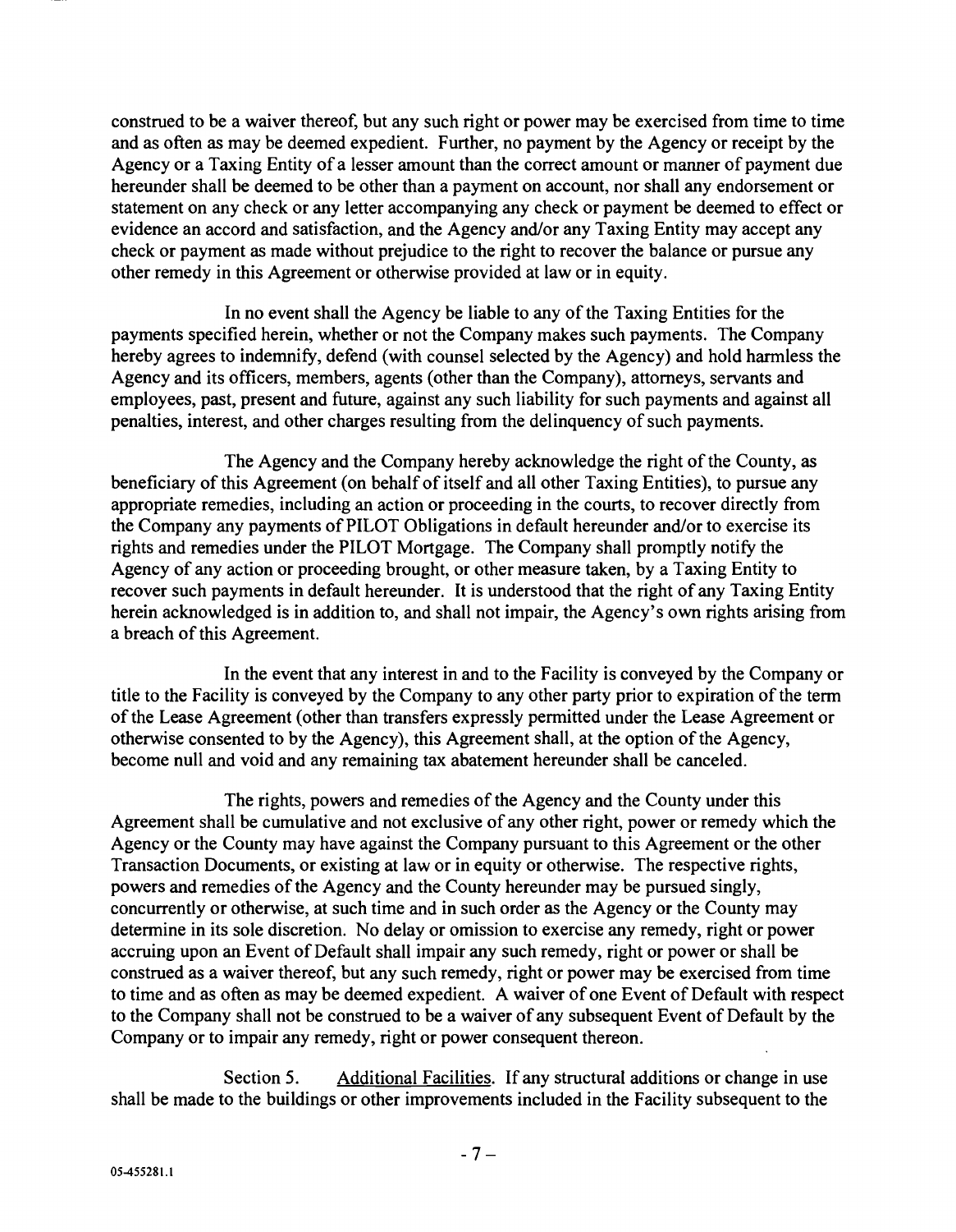construed to be a waiver thereof, but any such right or power may be exercised from time to time and as often as may be deemed expedient. Further, no payment by the Agency or receipt by the Agency or a Taxing Entity of a lesser amount than the correct amount or manner of payment due hereunder shall be deemed to be other than a payment on account, nor shall any endorsement or statement on any check or any letter accompanying any check or payment be deemed to effect or evidence an accord and satisfaction, and the Agency and/or any Taxing Entity may accept any check or payment as made without prejudice to the right to recover the balance or pursue any other remedy in this Agreement or otherwise provided at law or in equity.

In no event shall the Agency be liable to any of the Taxing Entities for the payments specified herein, whether or not the Company makes such payments. The Company hereby agrees to indemnify, defend (with counsel selected by the Agency) and hold harmless the Agency and its officers, members, agents (other than the Company), attorneys, servants and employees, past, present and future, against any such liability for such payments and against all penalties, interest, and other charges resulting from the delinquency of such payments.

The Agency and the Company hereby acknowledge the right of the County, as beneficiary of this Agreement (on behalf of itself and all other Taxing Entities), to pursue any appropriate remedies, including an action or proceeding in the courts, to recover directly from the Company any payments of PILOT Obligations in default hereunder and/or to exercise its rights and remedies under the PILOT Mortgage. The Company shall promptly notify the Agency of any action or proceeding brought, or other measure taken, by a Taxing Entity to recover such payments in default hereunder. It is understood that the right of any Taxing Entity herein acknowledged is in addition to, and shall not impair, the Agency's own rights arising from a breach of this Agreement.

In the event that any interest in and to the Facility is conveyed by the Company or title to the Facility is conveyed by the Company to any other party prior to expiration of the term of the Lease Agreement (other than transfers expressly permitted under the Lease Agreement or otherwise consented to by the Agency), this Agreement shall, at the option of the Agency, become null and void and any remaining tax abatement hereunder shall be canceled.

The rights, powers and remedies of the Agency and the County under this Agreement shall be cumulative and not exclusive of any other right, power or remedy which the Agency or the County may have against the Company pursuant to this Agreement or the other Transaction Documents, or existing at law or in equity or otherwise. The respective rights, powers and remedies of the Agency and the County hereunder may be pursued singly, concurrently or otherwise, at such time and in such order as the Agency or the County may determine in its sole discretion. No delay or omission to exercise any remedy, right or power accruing upon an Event of Default shall impair any such remedy, right or power or shall be construed as a waiver thereof, but any such remedy, right or power may be exercised from time to time and as often as may be deemed expedient. A waiver of one Event of Default with respect to the Company shall not be construed to be a waiver of any subsequent Event of Default by the Company or to impair any remedy, right or power consequent thereon.

Section 5. Additional Facilities. If any structural additions or change in use shall be made to the buildings or other improvements included in the Facility subsequent to the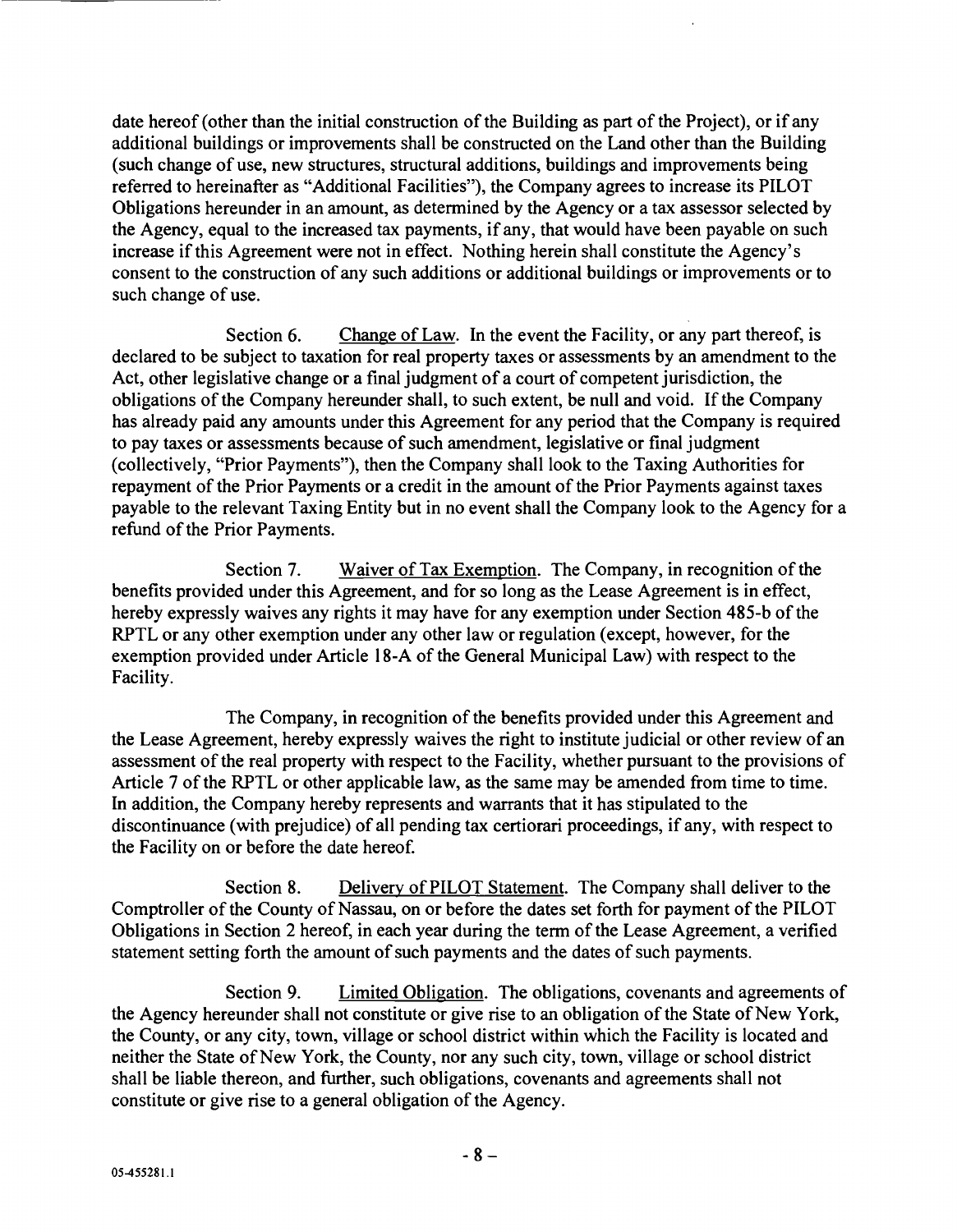date hereof (other than the initial construction of the Building as part of the Project), or if any additional buildings or improvements shall be constructed on the Land other than the Building (such change of use, new structures, structural additions, buildings and improvements being referred to hereinafter as "Additional Facilities"), the Company agrees to increase its PILOT Obligations hereunder in an amount, as determined by the Agency or a tax assessor selected by the Agency, equal to the increased tax payments, if any, that would have been payable on such increase if this Agreement were not in effect. Nothing herein shall constitute the Agency's consent to the construction of any such additions or additional buildings or improvements or to such change of use.

Section 6. Change of Law. In the event the Facility, or any part thereof, is declared to be subject to taxation for real property taxes or assessments by an amendment to the Act, other legislative change or a final judgment of a court of competent jurisdiction, the obligations of the Company hereunder shall, to such extent, be null and void. If the Company has already paid any amounts under this Agreement for any period that the Company is required to pay taxes or assessments because of such amendment, legislative or final judgment (collectively, "Prior Payments"), then the Company shall look to the Taxing Authorities for repayment of the Prior Payments or a credit in the amount of the Prior Payments against taxes payable to the relevant Taxing Entity but in no event shall the Company look to the Agency for a refund of the Prior Payments.

Section 7. Waiver of Tax Exemption. The Company, in recognition of the benefits provided under this Agreement, and for so long as the Lease Agreement is in effect, hereby expressly waives any rights it may have for any exemption under Section 485-b of the RPTL or any other exemption under any other law or regulation (except, however, for the exemption provided under Article 18-A of the General Municipal Law) with respect to the Facility.

The Company, in recognition of the benefits provided under this Agreement and the Lease Agreement, hereby expressly waives the right to institute judicial or other review of an assessment of the real property with respect to the Facility, whether pursuant to the provisions of Article 7 of the RPTL or other applicable law, as the same may be amended from time to time. In addition, the Company hereby represents and warrants that it has stipulated to the discontinuance (with prejudice) of all pending tax certiorari proceedings, if any, with respect to the Facility on or before the date hereof.

Section 8. Delivery of PILOT Statement. The Company shall deliver to the Comptroller of the County of Nassau, on or before the dates set forth for payment of the PILOT Obligations in Section 2 hereof, in each year during the term of the Lease Agreement, a verified statement setting forth the amount of such payments and the dates of such payments.

Section 9. Limited Obligation. The obligations, covenants and agreements of the Agency hereunder shall not constitute or give rise to an obligation of the State of New York, the County, or any city, town, village or school district within which the Facility is located and neither the State of New York, the County, nor any such city, town, village or school district shall be liable thereon, and further, such obligations, covenants and agreements shall not constitute or give rise to a general obligation of the Agency.

05-455281.1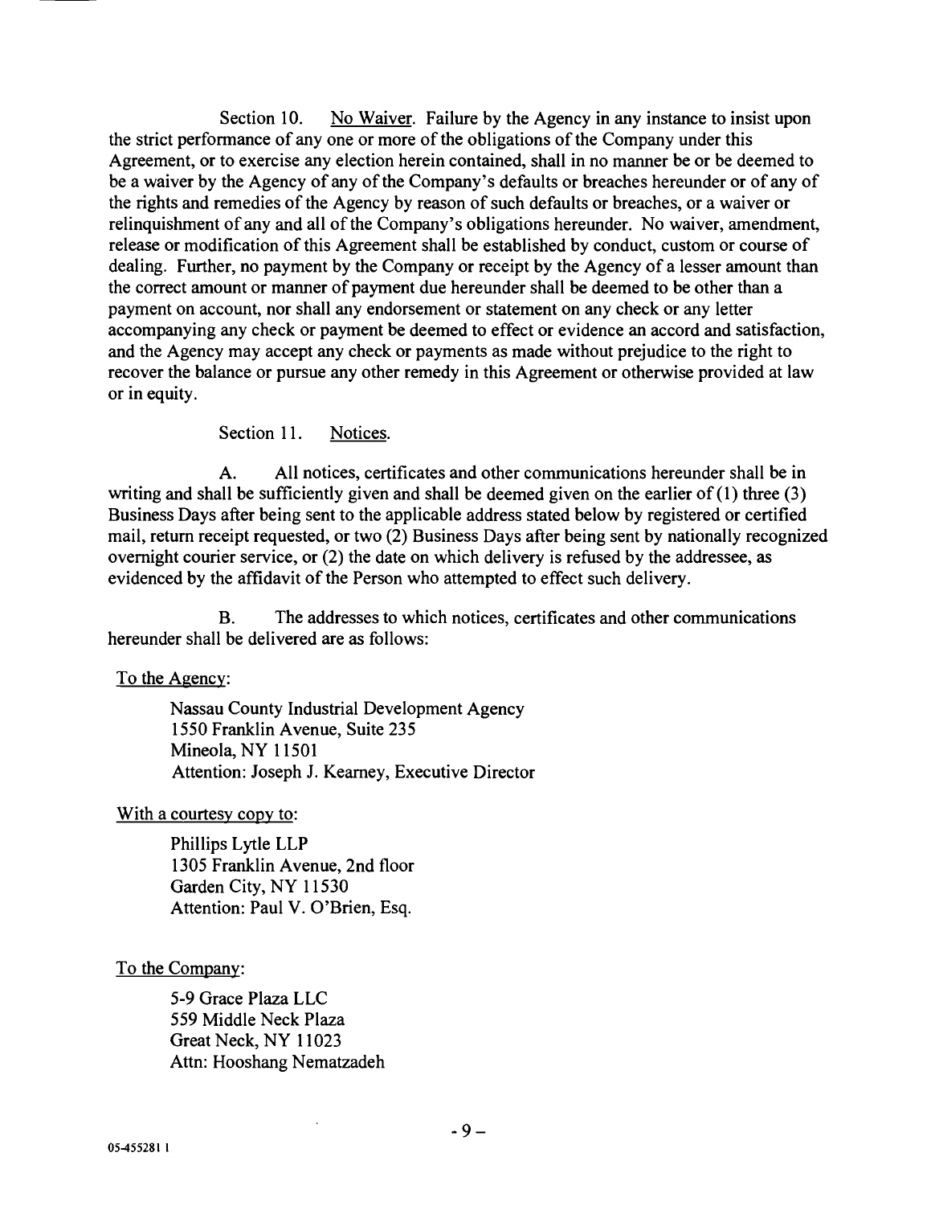Section 10. No Waiver. Failure by the Agency in any instance to insist upon the strict performance of any one or more of the obligations of the Company under this Agreement, or to exercise any election herein contained, shall in no manner be or be deemed to be a waiver by the Agency of any of the Company's defaults or breaches hereunder or of any of the rights and remedies of the Agency by reason of such defaults or breaches, or a waiver or relinquishment of any and all of the Company's obligations hereunder. No waiver, amendment, release or modification of this Agreement shall be established by conduct, custom or course of dealing. Further, no payment by the Company or receipt by the Agency of a lesser amount than the correct amount or manner of payment due hereunder shall be deemed to be other than a payment on account, nor shall any endorsement or statement on any check or any letter accompanying any check or payment be deemed to effect or evidence an accord and satisfaction, and the Agency may accept any check or payments as made without prejudice to the right to recover the balance or pursue any other remedy in this Agreement or otherwise provided at law or in equity.

Section 11. Notices.

A. All notices, certificates and other communications hereunder shall be in writing and shall be sufficiently given and shall be deemed given on the earlier of (1) three (3) Business Days after being sent to the applicable address stated below by registered or certified mail, return receipt requested, or two (2) Business Days after being sent by nationally recognized overnight courier service, or (2) the date on which delivery is refused by the addressee, as evidenced by the affidavit of the Person who attempted to effect such delivery.

B. The addresses to which notices, certificates and other communications hereunder shall be delivered are as follows:

To the Agency:

Nassau County Industrial Development Agency
1550 Franklin Avenue, Suite 235
Mineola, NY 11501
Attention: Joseph J. Kearney, Executive Director

With a courtesy copy to:

Phillips Lytle LLP
1305 Franklin Avenue, 2nd floor
Garden City, NY 11530
Attention: Paul V. O'Brien, Esq.

To the Company:

5-9 Grace Plaza LLC
559 Middle Neck Plaza
Great Neck, NY 11023
Attn: Hooshang Nematzadeh

05-455281 1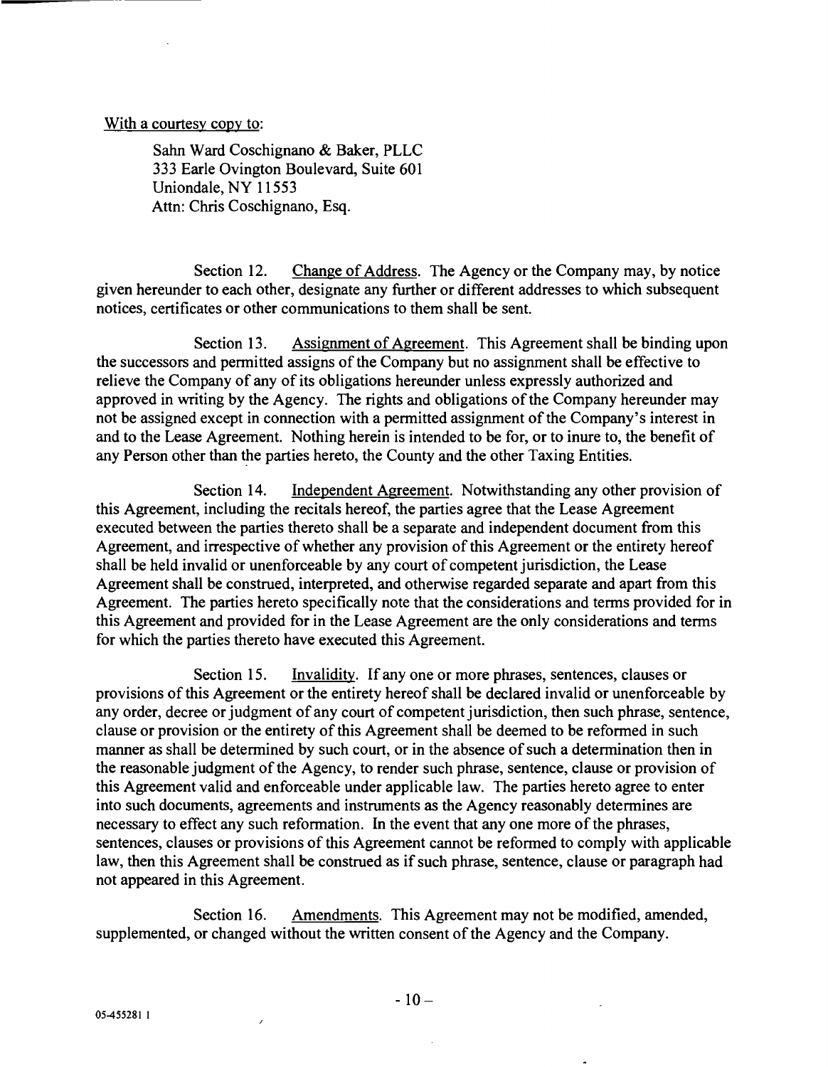With a courtesy copy to:

Sahn Ward Coschignano & Baker, PLLC
333 Earle Ovington Boulevard, Suite 601
Uniondale, NY 11553
Attn: Chris Coschignano, Esq.

Section 12. Change of Address. The Agency or the Company may, by notice given hereunder to each other, designate any further or different addresses to which subsequent notices, certificates or other communications to them shall be sent.

Section 13. Assignment of Agreement. This Agreement shall be binding upon the successors and permitted assigns of the Company but no assignment shall be effective to relieve the Company of any of its obligations hereunder unless expressly authorized and approved in writing by the Agency. The rights and obligations of the Company hereunder may not be assigned except in connection with a permitted assignment of the Company's interest in and to the Lease Agreement. Nothing herein is intended to be for, or to inure to, the benefit of any Person other than the parties hereto, the County and the other Taxing Entities.

Section 14. Independent Agreement. Notwithstanding any other provision of this Agreement, including the recitals hereof, the parties agree that the Lease Agreement executed between the parties thereto shall be a separate and independent document from this Agreement, and irrespective of whether any provision of this Agreement or the entirety hereof shall be held invalid or unenforceable by any court of competent jurisdiction, the Lease Agreement shall be construed, interpreted, and otherwise regarded separate and apart from this Agreement. The parties hereto specifically note that the considerations and terms provided for in this Agreement and provided for in the Lease Agreement are the only considerations and terms for which the parties thereto have executed this Agreement.

Section 15. Invalidity. If any one or more phrases, sentences, clauses or provisions of this Agreement or the entirety hereof shall be declared invalid or unenforceable by any order, decree or judgment of any court of competent jurisdiction, then such phrase, sentence, clause or provision or the entirety of this Agreement shall be deemed to be reformed in such manner as shall be determined by such court, or in the absence of such a determination then in the reasonable judgment of the Agency, to render such phrase, sentence, clause or provision of this Agreement valid and enforceable under applicable law. The parties hereto agree to enter into such documents, agreements and instruments as the Agency reasonably determines are necessary to effect any such reformation. In the event that any one more of the phrases, sentences, clauses or provisions of this Agreement cannot be reformed to comply with applicable law, then this Agreement shall be construed as if such phrase, sentence, clause or paragraph had not appeared in this Agreement.

Section 16. Amendments. This Agreement may not be modified, amended, supplemented, or changed without the written consent of the Agency and the Company.

05-455281 1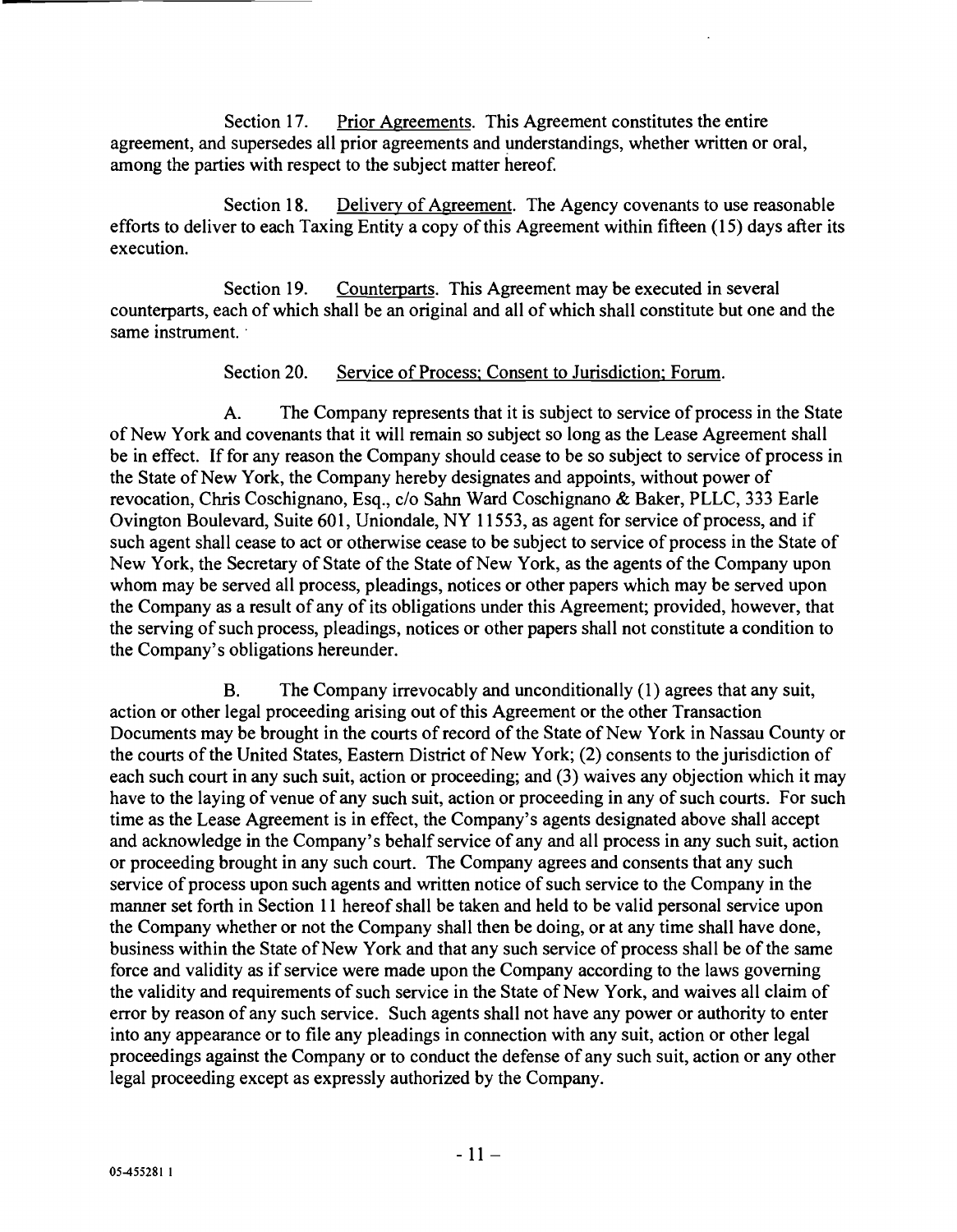Section 17. Prior Agreements. This Agreement constitutes the entire agreement, and supersedes all prior agreements and understandings, whether written or oral, among the parties with respect to the subject matter hereof.

Section 18. Delivery of Agreement. The Agency covenants to use reasonable efforts to deliver to each Taxing Entity a copy of this Agreement within fifteen (15) days after its execution.

Section 19. Counterparts. This Agreement may be executed in several counterparts, each of which shall be an original and all of which shall constitute but one and the same instrument.

Section 20. Service of Process; Consent to Jurisdiction; Forum.

A. The Company represents that it is subject to service of process in the State of New York and covenants that it will remain so subject so long as the Lease Agreement shall be in effect. If for any reason the Company should cease to be so subject to service of process in the State of New York, the Company hereby designates and appoints, without power of revocation, Chris Coschignano, Esq., c/o Sahn Ward Coschignano & Baker, PLLC, 333 Earle Ovington Boulevard, Suite 601, Uniondale, NY 11553, as agent for service of process, and if such agent shall cease to act or otherwise cease to be subject to service of process in the State of New York, the Secretary of State of the State of New York, as the agents of the Company upon whom may be served all process, pleadings, notices or other papers which may be served upon the Company as a result of any of its obligations under this Agreement; provided, however, that the serving of such process, pleadings, notices or other papers shall not constitute a condition to the Company's obligations hereunder.

B. The Company irrevocably and unconditionally (1) agrees that any suit, action or other legal proceeding arising out of this Agreement or the other Transaction Documents may be brought in the courts of record of the State of New York in Nassau County or the courts of the United States, Eastern District of New York; (2) consents to the jurisdiction of each such court in any such suit, action or proceeding; and (3) waives any objection which it may have to the laying of venue of any such suit, action or proceeding in any of such courts. For such time as the Lease Agreement is in effect, the Company's agents designated above shall accept and acknowledge in the Company's behalf service of any and all process in any such suit, action or proceeding brought in any such court. The Company agrees and consents that any such service of process upon such agents and written notice of such service to the Company in the manner set forth in Section 11 hereof shall be taken and held to be valid personal service upon the Company whether or not the Company shall then be doing, or at any time shall have done, business within the State of New York and that any such service of process shall be of the same force and validity as if service were made upon the Company according to the laws governing the validity and requirements of such service in the State of New York, and waives all claim of error by reason of any such service. Such agents shall not have any power or authority to enter into any appearance or to file any pleadings in connection with any suit, action or other legal proceedings against the Company or to conduct the defense of any such suit, action or any other legal proceeding except as expressly authorized by the Company.

05-455281 1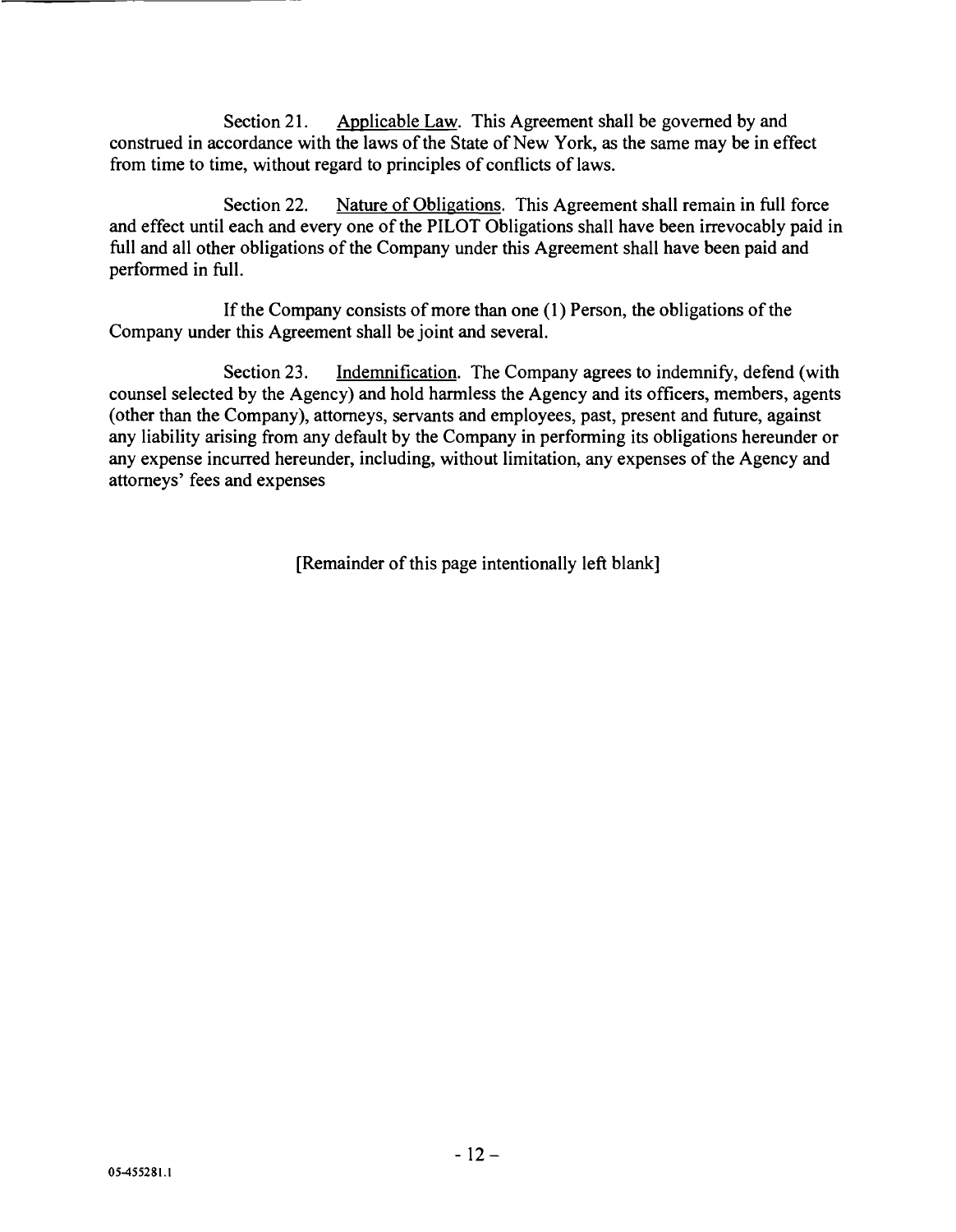Section 21. Applicable Law. This Agreement shall be governed by and construed in accordance with the laws of the State of New York, as the same may be in effect from time to time, without regard to principles of conflicts of laws.

Section 22. Nature of Obligations. This Agreement shall remain in full force and effect until each and every one of the PILOT Obligations shall have been irrevocably paid in full and all other obligations of the Company under this Agreement shall have been paid and performed in full.

If the Company consists of more than one (1) Person, the obligations of the Company under this Agreement shall be joint and several.

Section 23. Indemnification. The Company agrees to indemnify, defend (with counsel selected by the Agency) and hold harmless the Agency and its officers, members, agents (other than the Company), attorneys, servants and employees, past, present and future, against any liability arising from any default by the Company in performing its obligations hereunder or any expense incurred hereunder, including, without limitation, any expenses of the Agency and attorneys' fees and expenses

[Remainder of this page intentionally left blank]

05-455281.1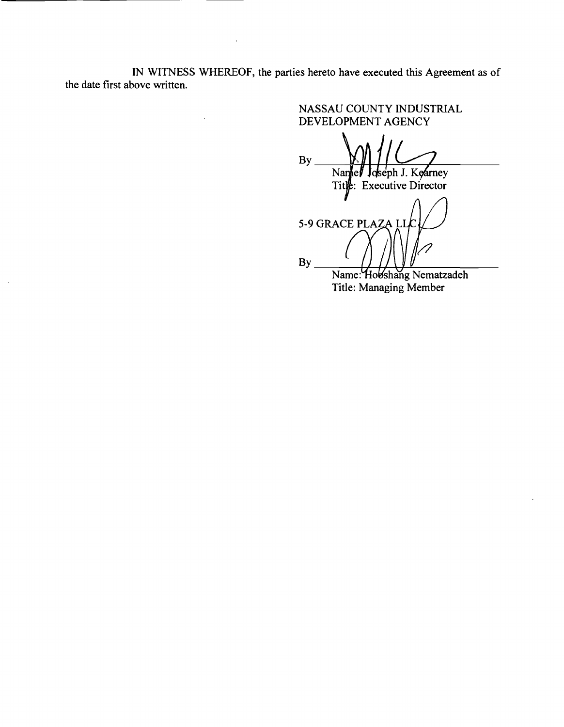IN WITNESS WHEREOF, the parties hereto have executed this Agreement as of the date first above written.

NASSAU COUNTY INDUSTRIAL DEVELOPMENT AGENCY

By ______________________________
Name: Joseph J. Kearney
Title: Executive Director

5-9 GRACE PLAZA LLC

By ______________________________
Name: Hooshang Nematzadeh
Title: Managing Member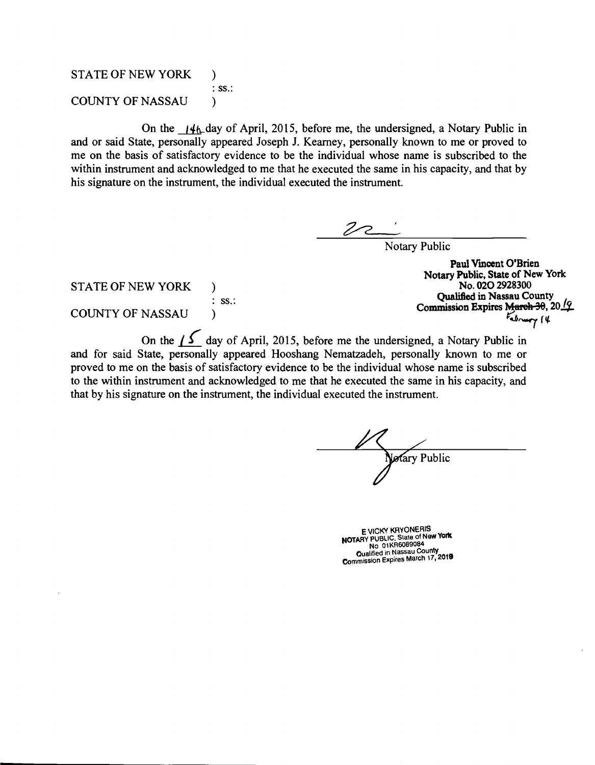STATE OF NEW YORK )
: ss.:
COUNTY OF NASSAU )

On the 14th day of April, 2015, before me, the undersigned, a Notary Public in and or said State, personally appeared Joseph J. Kearney, personally known to me or proved to me on the basis of satisfactory evidence to be the individual whose name is subscribed to the within instrument and acknowledged to me that he executed the same in his capacity, and that by his signature on the instrument, the individual executed the instrument.

Notary Public

**Paul Vincent O'Brien**
**Notary Public, State of New York**
**No. 02O 2928300**
**Qualified in Nassau County**
**Commission Expires ~~March 30~~, 2019 February 14**

STATE OF NEW YORK )
: ss.:
COUNTY OF NASSAU )

On the 15 day of April, 2015, before me the undersigned, a Notary Public in and for said State, personally appeared Hooshang Nematzadeh, personally known to me or proved to me on the basis of satisfactory evidence to be the individual whose name is subscribed to the within instrument and acknowledged to me that he executed the same in his capacity, and that by his signature on the instrument, the individual executed the instrument.

Notary Public

E VICKY KRYONERIS
NOTARY PUBLIC, State of New York
No 01KR6089084
Qualified in Nassau County
Commission Expires March 17, 2019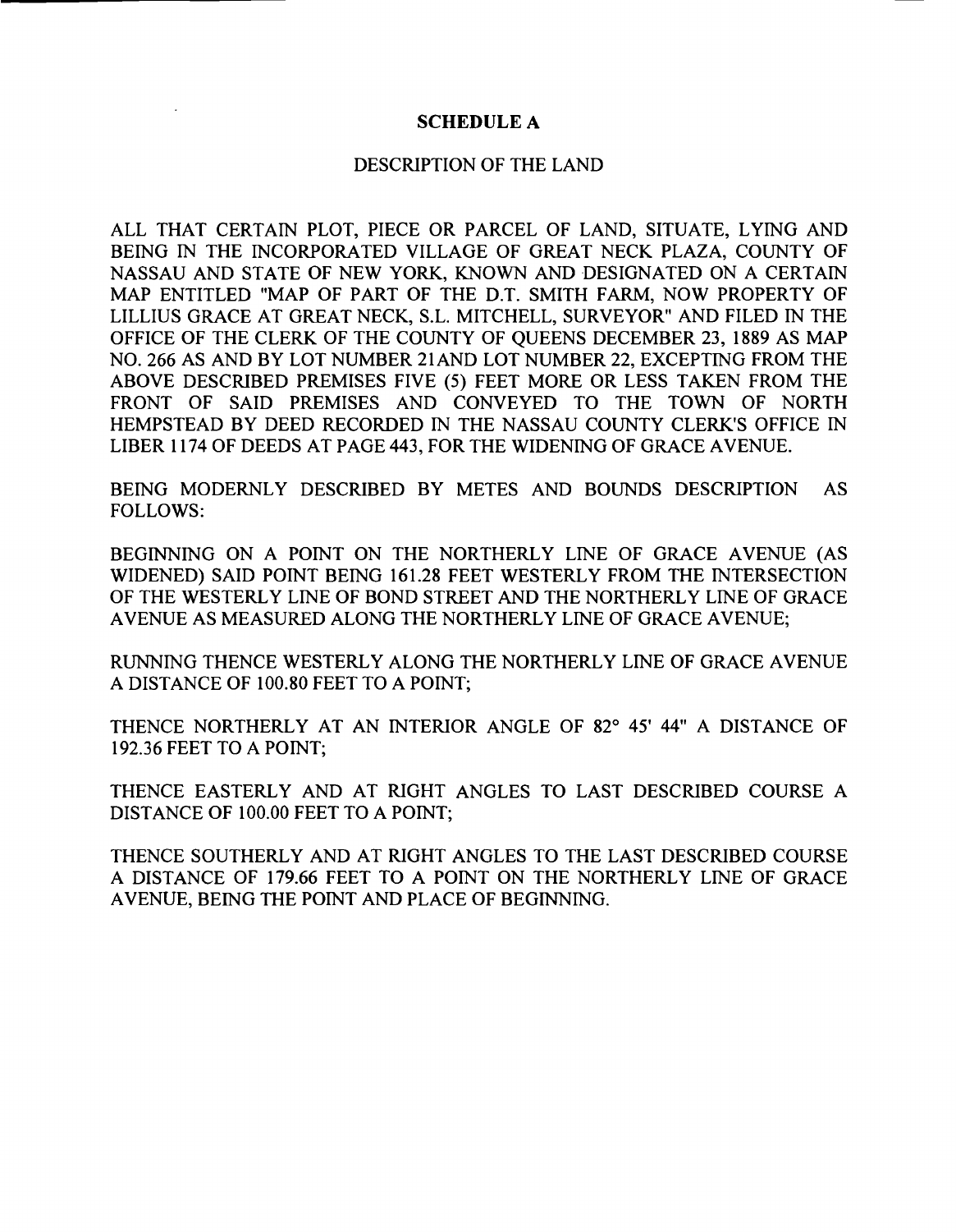## SCHEDULE A

DESCRIPTION OF THE LAND

ALL THAT CERTAIN PLOT, PIECE OR PARCEL OF LAND, SITUATE, LYING AND BEING IN THE INCORPORATED VILLAGE OF GREAT NECK PLAZA, COUNTY OF NASSAU AND STATE OF NEW YORK, KNOWN AND DESIGNATED ON A CERTAIN MAP ENTITLED "MAP OF PART OF THE D.T. SMITH FARM, NOW PROPERTY OF LILLIUS GRACE AT GREAT NECK, S.L. MITCHELL, SURVEYOR" AND FILED IN THE OFFICE OF THE CLERK OF THE COUNTY OF QUEENS DECEMBER 23, 1889 AS MAP NO. 266 AS AND BY LOT NUMBER 21AND LOT NUMBER 22, EXCEPTING FROM THE ABOVE DESCRIBED PREMISES FIVE (5) FEET MORE OR LESS TAKEN FROM THE FRONT OF SAID PREMISES AND CONVEYED TO THE TOWN OF NORTH HEMPSTEAD BY DEED RECORDED IN THE NASSAU COUNTY CLERK'S OFFICE IN LIBER 1174 OF DEEDS AT PAGE 443, FOR THE WIDENING OF GRACE AVENUE.

BEING MODERNLY DESCRIBED BY METES AND BOUNDS DESCRIPTION AS FOLLOWS:

BEGINNING ON A POINT ON THE NORTHERLY LINE OF GRACE AVENUE (AS WIDENED) SAID POINT BEING 161.28 FEET WESTERLY FROM THE INTERSECTION OF THE WESTERLY LINE OF BOND STREET AND THE NORTHERLY LINE OF GRACE AVENUE AS MEASURED ALONG THE NORTHERLY LINE OF GRACE AVENUE;

RUNNING THENCE WESTERLY ALONG THE NORTHERLY LINE OF GRACE AVENUE A DISTANCE OF 100.80 FEET TO A POINT;

THENCE NORTHERLY AT AN INTERIOR ANGLE OF 82° 45' 44" A DISTANCE OF 192.36 FEET TO A POINT;

THENCE EASTERLY AND AT RIGHT ANGLES TO LAST DESCRIBED COURSE A DISTANCE OF 100.00 FEET TO A POINT;

THENCE SOUTHERLY AND AT RIGHT ANGLES TO THE LAST DESCRIBED COURSE A DISTANCE OF 179.66 FEET TO A POINT ON THE NORTHERLY LINE OF GRACE AVENUE, BEING THE POINT AND PLACE OF BEGINNING.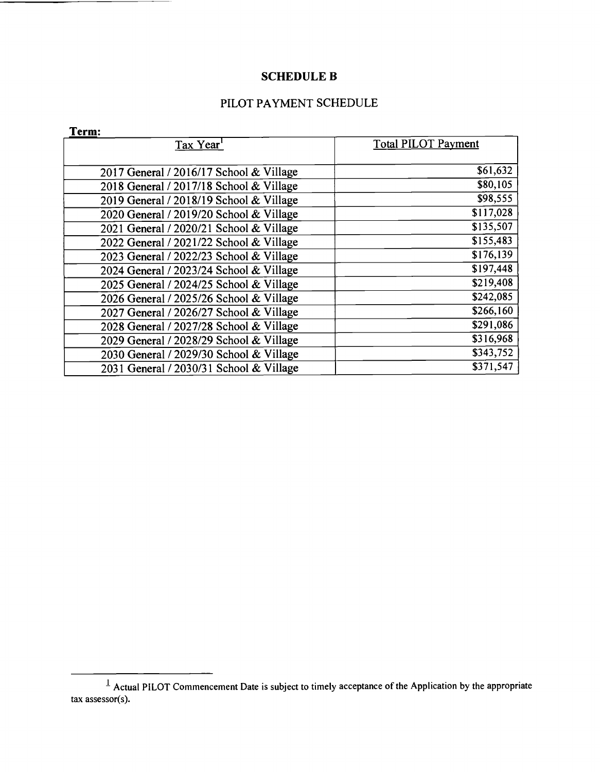# SCHEDULE B

PILOT PAYMENT SCHEDULE

**Term:**

| Tax Year[1] | Total PILOT Payment |
|---|---|
| 2017 General / 2016/17 School & Village | $61,632 |
| 2018 General / 2017/18 School & Village | $80,105 |
| 2019 General / 2018/19 School & Village | $98,555 |
| 2020 General / 2019/20 School & Village | $117,028 |
| 2021 General / 2020/21 School & Village | $135,507 |
| 2022 General / 2021/22 School & Village | $155,483 |
| 2023 General / 2022/23 School & Village | $176,139 |
| 2024 General / 2023/24 School & Village | $197,448 |
| 2025 General / 2024/25 School & Village | $219,408 |
| 2026 General / 2025/26 School & Village | $242,085 |
| 2027 General / 2026/27 School & Village | $266,160 |
| 2028 General / 2027/28 School & Village | $291,086 |
| 2029 General / 2028/29 School & Village | $316,968 |
| 2030 General / 2029/30 School & Village | $343,752 |
| 2031 General / 2030/31 School & Village | $371,547 |

[1] Actual PILOT Commencement Date is subject to timely acceptance of the Application by the appropriate tax assessor(s).